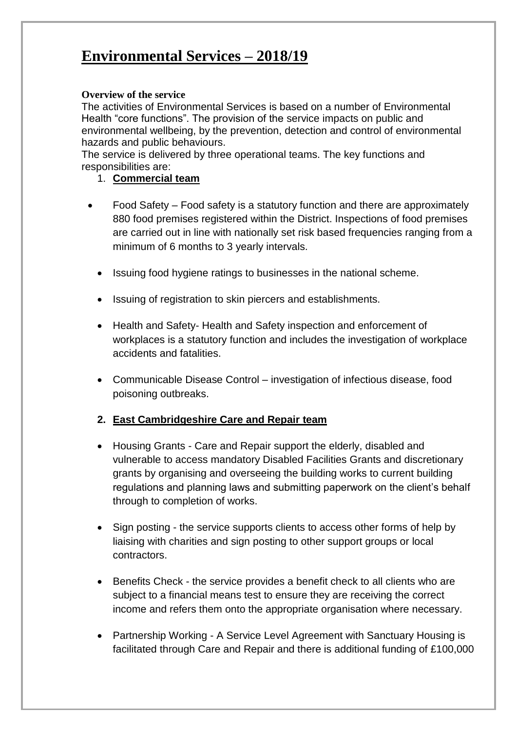# Environmental Services – 2018/19

**Overview of the service**

The activities of Environmental Services is based on a number of Environmental Health "core functions". The provision of the service impacts on public and environmental wellbeing, by the prevention, detection and control of environmental hazards and public behaviours.

The service is delivered by three operational teams. The key functions and responsibilities are:

1. **Commercial team**

- Food Safety – Food safety is a statutory function and there are approximately 880 food premises registered within the District. Inspections of food premises are carried out in line with nationally set risk based frequencies ranging from a minimum of 6 months to 3 yearly intervals.
- Issuing food hygiene ratings to businesses in the national scheme.
- Issuing of registration to skin piercers and establishments.
- Health and Safety- Health and Safety inspection and enforcement of workplaces is a statutory function and includes the investigation of workplace accidents and fatalities.
- Communicable Disease Control – investigation of infectious disease, food poisoning outbreaks.

2. **East Cambridgeshire Care and Repair team**

- Housing Grants - Care and Repair support the elderly, disabled and vulnerable to access mandatory Disabled Facilities Grants and discretionary grants by organising and overseeing the building works to current building regulations and planning laws and submitting paperwork on the client's behalf through to completion of works.
- Sign posting - the service supports clients to access other forms of help by liaising with charities and sign posting to other support groups or local contractors.
- Benefits Check - the service provides a benefit check to all clients who are subject to a financial means test to ensure they are receiving the correct income and refers them onto the appropriate organisation where necessary.
- Partnership Working - A Service Level Agreement with Sanctuary Housing is facilitated through Care and Repair and there is additional funding of £100,000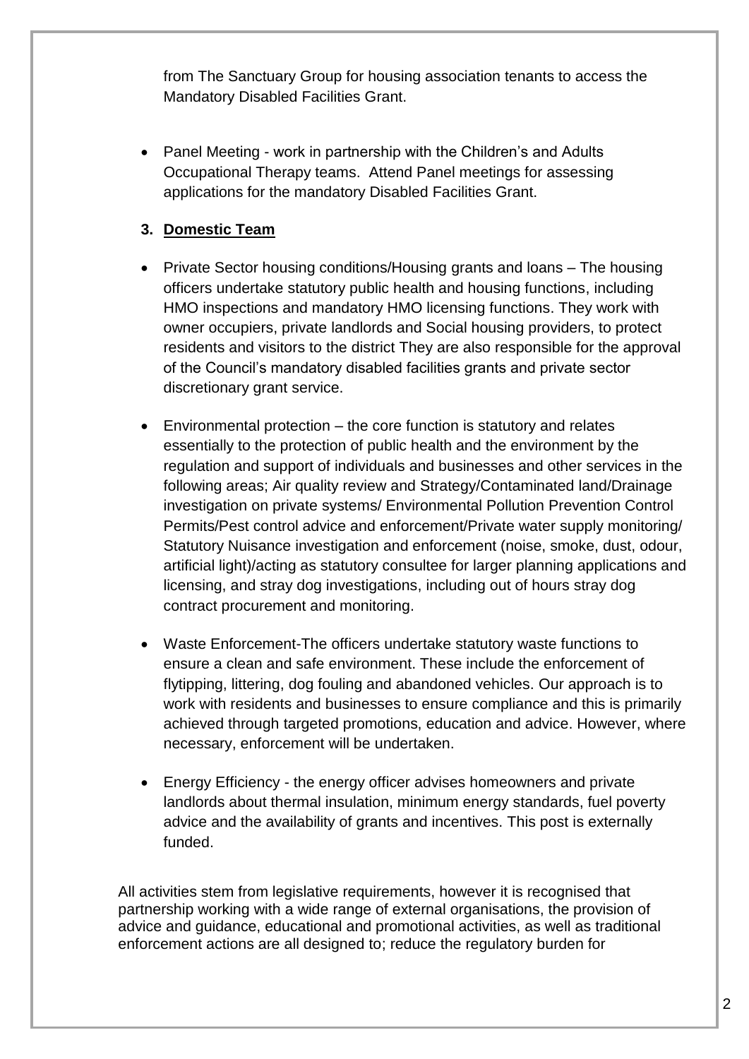from The Sanctuary Group for housing association tenants to access the Mandatory Disabled Facilities Grant.

- Panel Meeting - work in partnership with the Children's and Adults Occupational Therapy teams. Attend Panel meetings for assessing applications for the mandatory Disabled Facilities Grant.

3. **Domestic Team**

- Private Sector housing conditions/Housing grants and loans – The housing officers undertake statutory public health and housing functions, including HMO inspections and mandatory HMO licensing functions. They work with owner occupiers, private landlords and Social housing providers, to protect residents and visitors to the district They are also responsible for the approval of the Council's mandatory disabled facilities grants and private sector discretionary grant service.

- Environmental protection – the core function is statutory and relates essentially to the protection of public health and the environment by the regulation and support of individuals and businesses and other services in the following areas; Air quality review and Strategy/Contaminated land/Drainage investigation on private systems/ Environmental Pollution Prevention Control Permits/Pest control advice and enforcement/Private water supply monitoring/ Statutory Nuisance investigation and enforcement (noise, smoke, dust, odour, artificial light)/acting as statutory consultee for larger planning applications and licensing, and stray dog investigations, including out of hours stray dog contract procurement and monitoring.

- Waste Enforcement-The officers undertake statutory waste functions to ensure a clean and safe environment. These include the enforcement of flytipping, littering, dog fouling and abandoned vehicles. Our approach is to work with residents and businesses to ensure compliance and this is primarily achieved through targeted promotions, education and advice. However, where necessary, enforcement will be undertaken.

- Energy Efficiency - the energy officer advises homeowners and private landlords about thermal insulation, minimum energy standards, fuel poverty advice and the availability of grants and incentives. This post is externally funded.

All activities stem from legislative requirements, however it is recognised that partnership working with a wide range of external organisations, the provision of advice and guidance, educational and promotional activities, as well as traditional enforcement actions are all designed to; reduce the regulatory burden for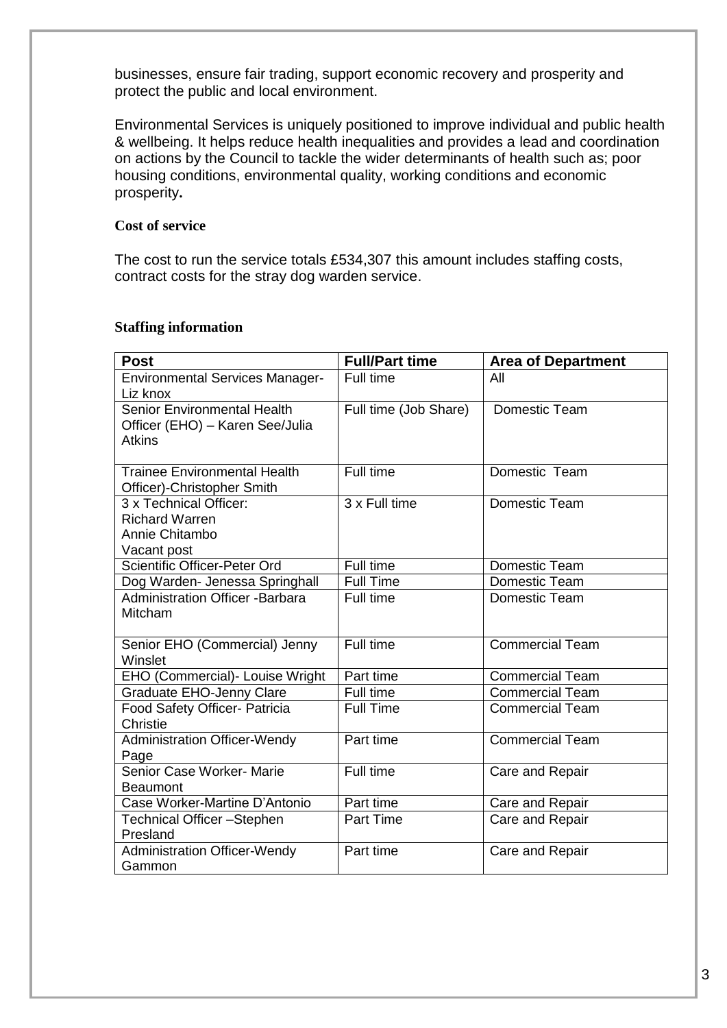businesses, ensure fair trading, support economic recovery and prosperity and protect the public and local environment.

Environmental Services is uniquely positioned to improve individual and public health & wellbeing. It helps reduce health inequalities and provides a lead and coordination on actions by the Council to tackle the wider determinants of health such as; poor housing conditions, environmental quality, working conditions and economic prosperity**.**

**Cost of service**

The cost to run the service totals £534,307 this amount includes staffing costs, contract costs for the stray dog warden service.

**Staffing information**

| Post | Full/Part time | Area of Department |
|---|---|---|
| Environmental Services Manager- Liz knox | Full time | All |
| Senior Environmental Health Officer (EHO) – Karen See/Julia Atkins | Full time (Job Share) | Domestic Team |
| Trainee Environmental Health Officer)-Christopher Smith | Full time | Domestic Team |
| 3 x Technical Officer: Richard Warren Annie Chitambo Vacant post | 3 x Full time | Domestic Team |
| Scientific Officer-Peter Ord | Full time | Domestic Team |
| Dog Warden- Jenessa Springhall | Full Time | Domestic Team |
| Administration Officer -Barbara Mitcham | Full time | Domestic Team |
| Senior EHO (Commercial) Jenny Winslet | Full time | Commercial Team |
| EHO (Commercial)- Louise Wright | Part time | Commercial Team |
| Graduate EHO-Jenny Clare | Full time | Commercial Team |
| Food Safety Officer- Patricia Christie | Full Time | Commercial Team |
| Administration Officer-Wendy Page | Part time | Commercial Team |
| Senior Case Worker- Marie Beaumont | Full time | Care and Repair |
| Case Worker-Martine D'Antonio | Part time | Care and Repair |
| Technical Officer –Stephen Presland | Part Time | Care and Repair |
| Administration Officer-Wendy Gammon | Part time | Care and Repair |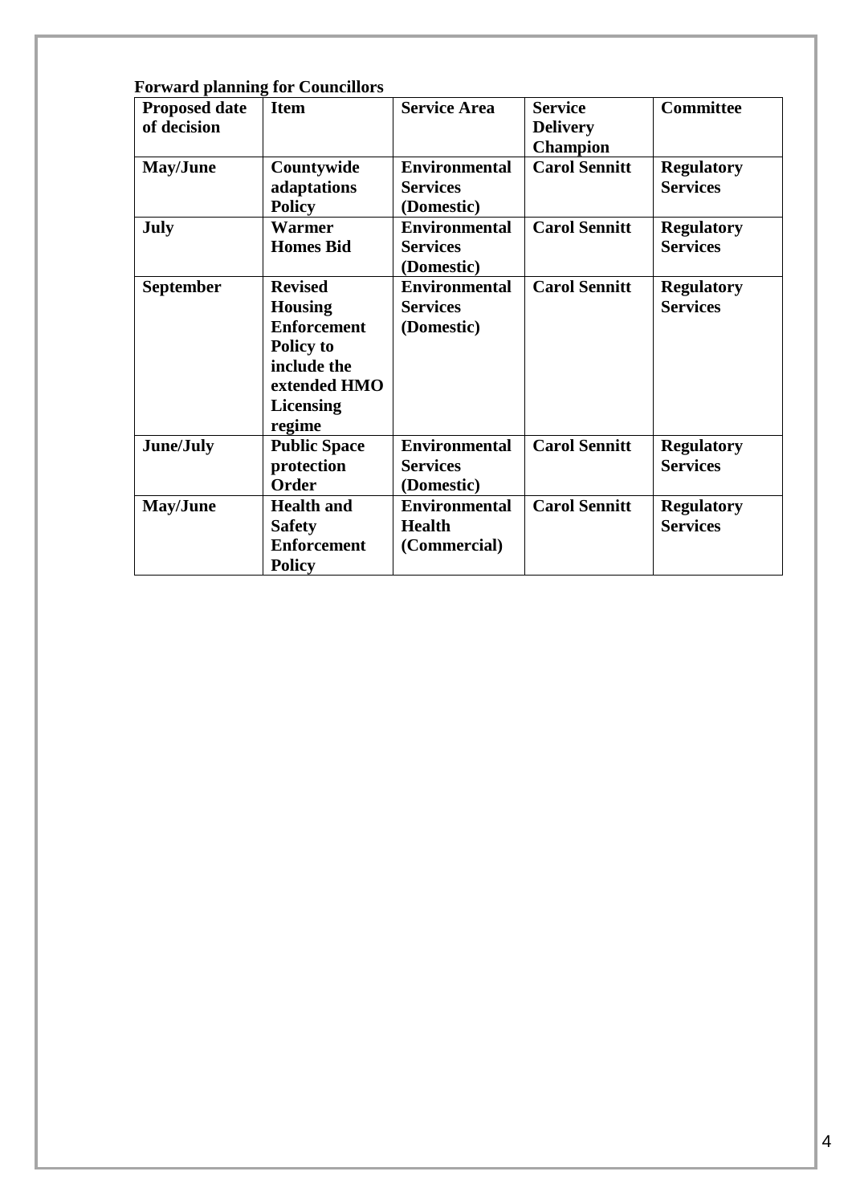**Forward planning for Councillors**

| Proposed date of decision | Item | Service Area | Service Delivery Champion | Committee |
|---|---|---|---|---|
| **May/June** | **Countywide adaptations Policy** | **Environmental Services (Domestic)** | **Carol Sennitt** | **Regulatory Services** |
| **July** | **Warmer Homes Bid** | **Environmental Services (Domestic)** | **Carol Sennitt** | **Regulatory Services** |
| **September** | **Revised Housing Enforcement Policy to include the extended HMO Licensing regime** | **Environmental Services (Domestic)** | **Carol Sennitt** | **Regulatory Services** |
| **June/July** | **Public Space protection Order** | **Environmental Services (Domestic)** | **Carol Sennitt** | **Regulatory Services** |
| **May/June** | **Health and Safety Enforcement Policy** | **Environmental Health (Commercial)** | **Carol Sennitt** | **Regulatory Services** |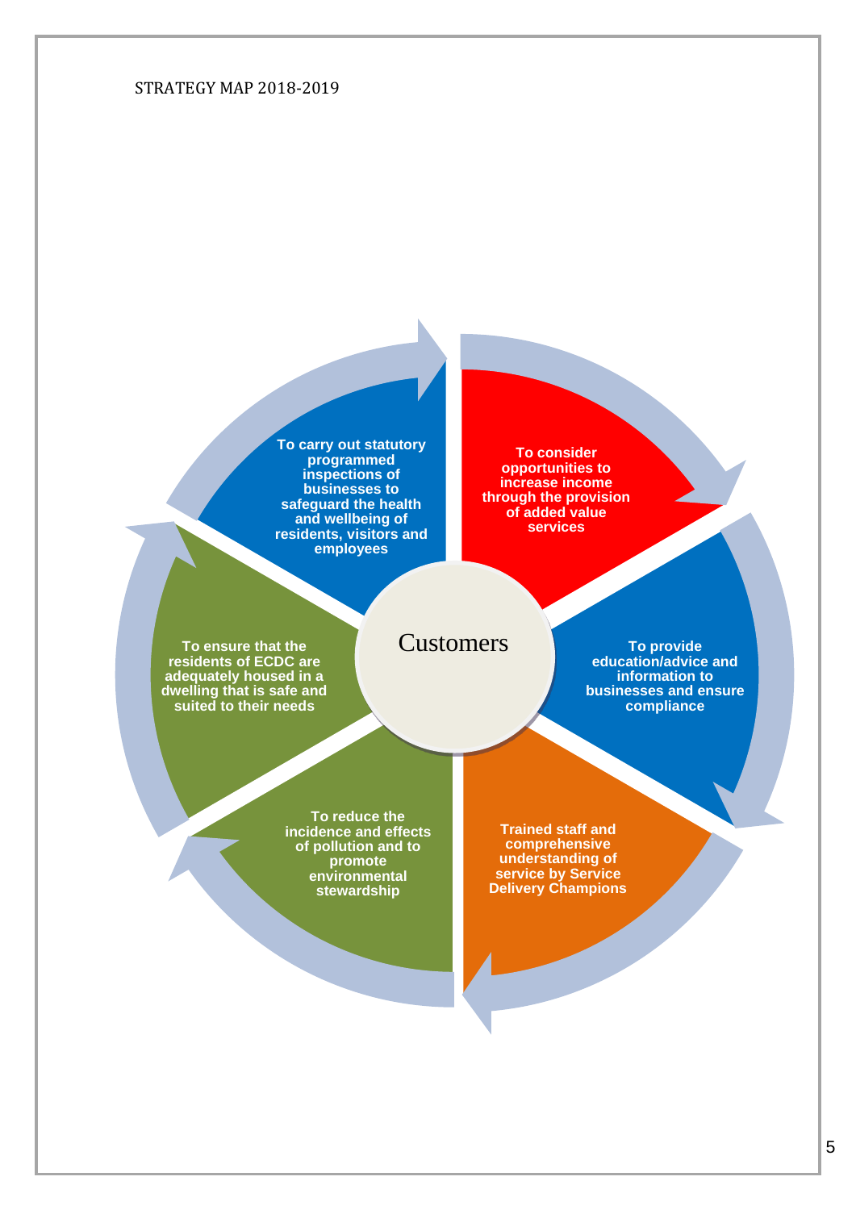STRATEGY MAP 2018-2019

Customers

- To carry out statutory programmed inspections of businesses to safeguard the health and wellbeing of residents, visitors and employees
- To consider opportunities to increase income through the provision of added value services
- To provide education/advice and information to businesses and ensure compliance
- Trained staff and comprehensive understanding of service by Service Delivery Champions
- To reduce the incidence and effects of pollution and to promote environmental stewardship
- To ensure that the residents of ECDC are adequately housed in a dwelling that is safe and suited to their needs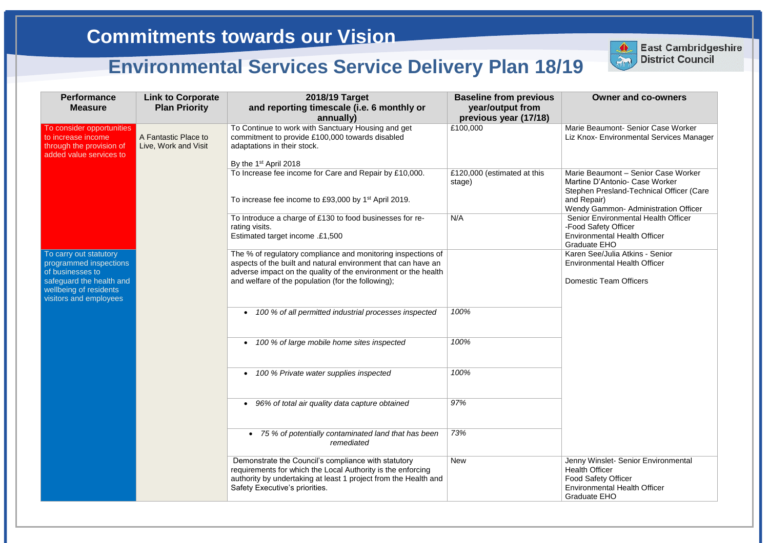# Commitments towards our Vision

## Environmental Services Service Delivery Plan 18/19

East Cambridgeshire District Council

| Performance Measure | Link to Corporate Plan Priority | 2018/19 Target and reporting timescale (i.e. 6 monthly or annually) | Baseline from previous year/output from previous year (17/18) | Owner and co-owners |
|---|---|---|---|---|
| To consider opportunities to increase income through the provision of added value services to | A Fantastic Place to Live, Work and Visit | To Continue to work with Sanctuary Housing and get commitment to provide £100,000 towards disabled adaptations in their stock.<br><br>By the 1st April 2018 | £100,000 | Marie Beaumont- Senior Case Worker<br>Liz Knox- Environmental Services Manager |
| | | To Increase fee income for Care and Repair by £10,000.<br><br>To increase fee income to £93,000 by 1st April 2019. | £120,000 (estimated at this stage) | Marie Beaumont – Senior Case Worker<br>Martine D'Antonio- Case Worker<br>Stephen Presland-Technical Officer (Care and Repair)<br>Wendy Gammon- Administration Officer |
| | | To Introduce a charge of £130 to food businesses for re-rating visits.<br>Estimated target income .£1,500 | N/A | Senior Environmental Health Officer<br>-Food Safety Officer<br>Environmental Health Officer<br>Graduate EHO |
| To carry out statutory programmed inspections of businesses to safeguard the health and wellbeing of residents visitors and employees | | The % of regulatory compliance and monitoring inspections of aspects of the built and natural environment that can have an adverse impact on the quality of the environment or the health and welfare of the population (for the following); | | Karen See/Julia Atkins - Senior Environmental Health Officer<br><br>Domestic Team Officers |
| | | • *100 % of all permitted industrial processes inspected* | *100%* | |
| | | • *100 % of large mobile home sites inspected* | *100%* | |
| | | • *100 % Private water supplies inspected* | *100%* | |
| | | • *96% of total air quality data capture obtained* | *97%* | |
| | | • *75 % of potentially contaminated land that has been remediated* | *73%* | |
| | | Demonstrate the Council's compliance with statutory requirements for which the Local Authority is the enforcing authority by undertaking at least 1 project from the Health and Safety Executive's priorities. | New | Jenny Winslet- Senior Environmental Health Officer<br>Food Safety Officer<br>Environmental Health Officer<br>Graduate EHO |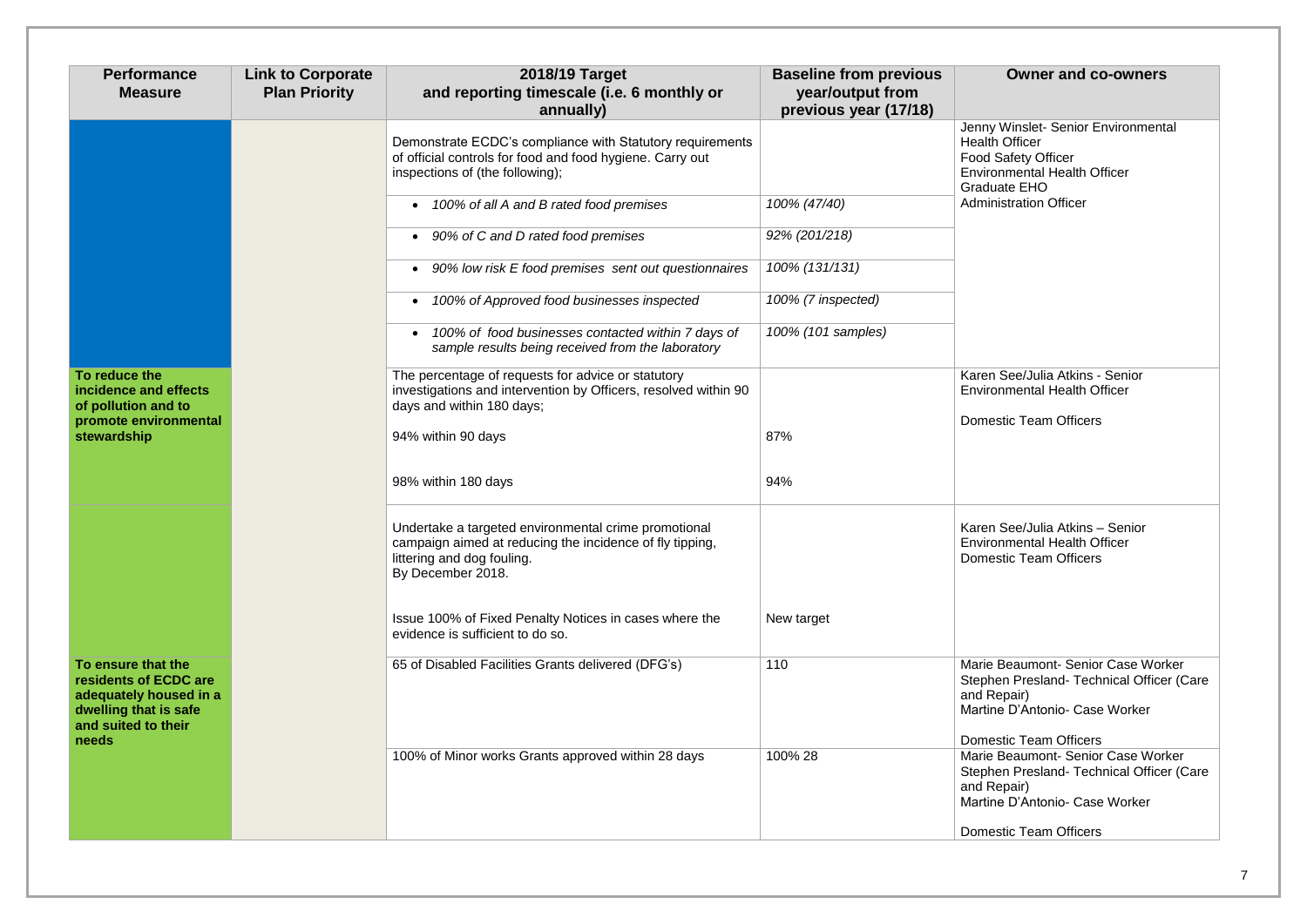| Performance Measure | Link to Corporate Plan Priority | 2018/19 Target and reporting timescale (i.e. 6 monthly or annually) | Baseline from previous year/output from previous year (17/18) | Owner and co-owners |
|---|---|---|---|---|
| | | Demonstrate ECDC's compliance with Statutory requirements of official controls for food and food hygiene. Carry out inspections of (the following); | | Jenny Winslet- Senior Environmental Health Officer<br>Food Safety Officer<br>Environmental Health Officer<br>Graduate EHO<br>Administration Officer |
| | | • *100% of all A and B rated food premises* | *100% (47/40)* | |
| | | • *90% of C and D rated food premises* | *92% (201/218)* | |
| | | • *90% low risk E food premises sent out questionnaires* | *100% (131/131)* | |
| | | • *100% of Approved food businesses inspected* | *100% (7 inspected)* | |
| | | • *100% of food businesses contacted within 7 days of sample results being received from the laboratory* | *100% (101 samples)* | |
| **To reduce the incidence and effects of pollution and to promote environmental stewardship** | | The percentage of requests for advice or statutory investigations and intervention by Officers, resolved within 90 days and within 180 days;<br><br>94% within 90 days<br><br>98% within 180 days | <br><br>87%<br><br>94% | Karen See/Julia Atkins - Senior Environmental Health Officer<br><br>Domestic Team Officers |
| | | Undertake a targeted environmental crime promotional campaign aimed at reducing the incidence of fly tipping, littering and dog fouling.<br>By December 2018.<br><br>Issue 100% of Fixed Penalty Notices in cases where the evidence is sufficient to do so. | <br><br><br><br>New target | Karen See/Julia Atkins – Senior Environmental Health Officer<br>Domestic Team Officers |
| **To ensure that the residents of ECDC are adequately housed in a dwelling that is safe and suited to their needs** | | 65 of Disabled Facilities Grants delivered (DFG's) | 110 | Marie Beaumont- Senior Case Worker<br>Stephen Presland- Technical Officer (Care and Repair)<br>Martine D'Antonio- Case Worker<br><br>Domestic Team Officers |
| | | 100% of Minor works Grants approved within 28 days | 100% 28 | Marie Beaumont- Senior Case Worker<br>Stephen Presland- Technical Officer (Care and Repair)<br>Martine D'Antonio- Case Worker<br><br>Domestic Team Officers |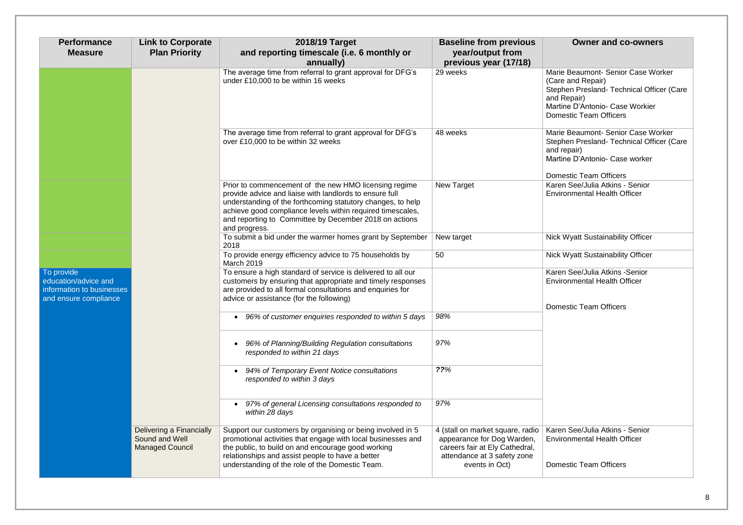| Performance Measure | Link to Corporate Plan Priority | 2018/19 Target and reporting timescale (i.e. 6 monthly or annually) | Baseline from previous year/output from previous year (17/18) | Owner and co-owners |
|---|---|---|---|---|
| | | The average time from referral to grant approval for DFG's under £10,000 to be within 16 weeks | 29 weeks | Marie Beaumont- Senior Case Worker (Care and Repair)<br>Stephen Presland- Technical Officer (Care and Repair)<br>Martine D'Antonio- Case Workier<br>Domestic Team Officers |
| | | The average time from referral to grant approval for DFG's over £10,000 to be within 32 weeks | 48 weeks | Marie Beaumont- Senior Case Worker<br>Stephen Presland- Technical Officer (Care and repair)<br>Martine D'Antonio- Case worker<br>Domestic Team Officers |
| | | Prior to commencement of the new HMO licensing regime provide advice and liaise with landlords to ensure full understanding of the forthcoming statutory changes, to help achieve good compliance levels within required timescales, and reporting to Committee by December 2018 on actions and progress. | New Target | Karen See/Julia Atkins - Senior Environmental Health Officer |
| | | To submit a bid under the warmer homes grant by September 2018 | New target | Nick Wyatt Sustainability Officer |
| | | To provide energy efficiency advice to 75 households by March 2019 | 50 | Nick Wyatt Sustainability Officer |
| To provide education/advice and information to businesses and ensure compliance | | To ensure a high standard of service is delivered to all our customers by ensuring that appropriate and timely responses are provided to all formal consultations and enquiries for advice or assistance (for the following) | | Karen See/Julia Atkins -Senior Environmental Health Officer<br>Domestic Team Officers |
| | | • *96% of customer enquiries responded to within 5 days* | *98%* | |
| | | • *96% of Planning/Building Regulation consultations responded to within 21 days* | *97%* | |
| | | • *94% of Temporary Event Notice consultations responded to within 3 days* | ***??%*** | |
| | | • *97% of general Licensing consultations responded to within 28 days* | *97%* | |
| | Delivering a Financially Sound and Well Managed Council | Support our customers by organising or being involved in 5 promotional activities that engage with local businesses and the public, to build on and encourage good working relationships and assist people to have a better understanding of the role of the Domestic Team. | 4 (stall on market square, radio appearance for Dog Warden, careers fair at Ely Cathedral, attendance at 3 safety zone events in Oct) | Karen See/Julia Atkins - Senior Environmental Health Officer<br>Domestic Team Officers |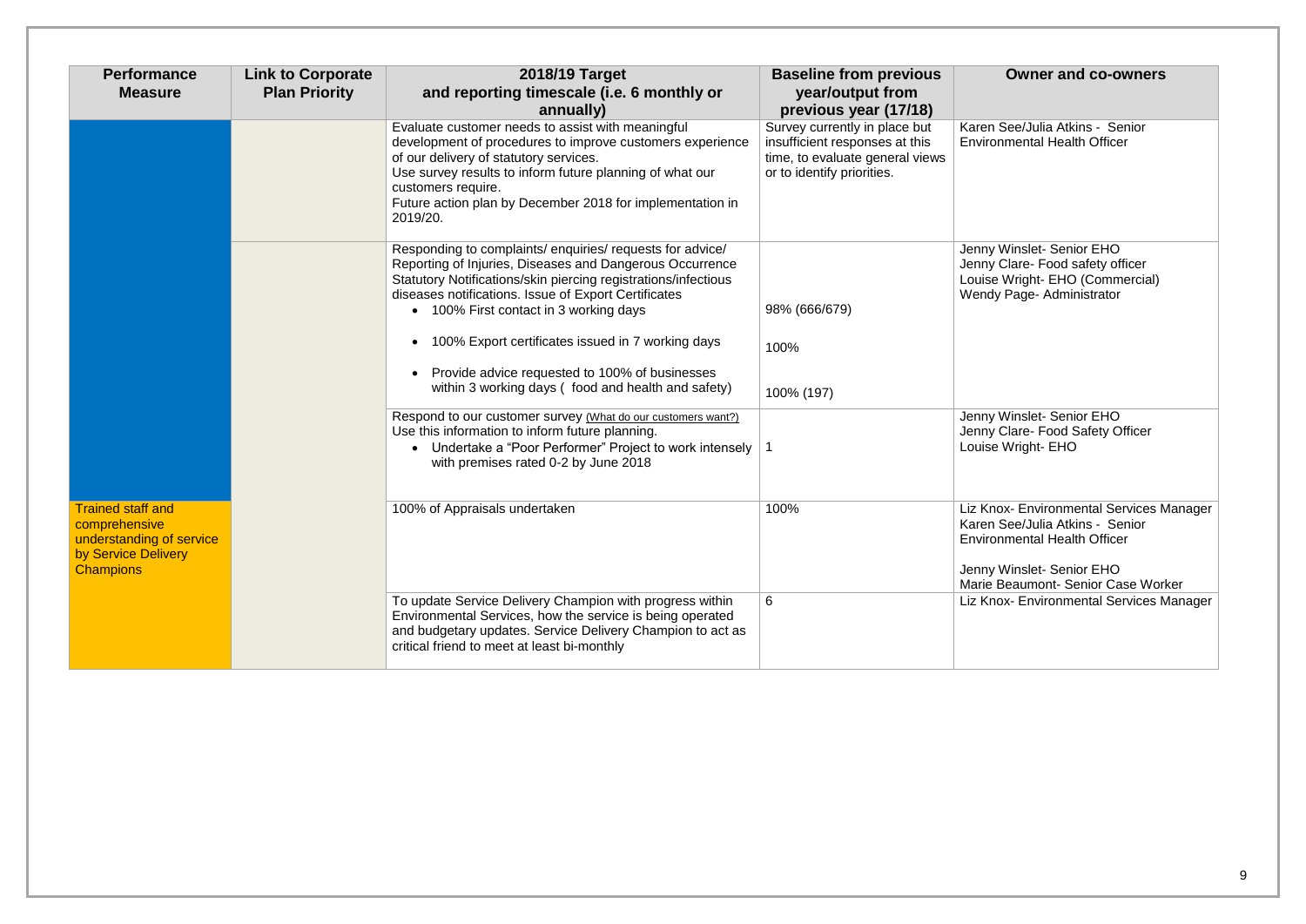| Performance Measure | Link to Corporate Plan Priority | 2018/19 Target and reporting timescale (i.e. 6 monthly or annually) | Baseline from previous year/output from previous year (17/18) | Owner and co-owners |
|---|---|---|---|---|
| | | Evaluate customer needs to assist with meaningful development of procedures to improve customers experience of our delivery of statutory services.<br>Use survey results to inform future planning of what our customers require.<br>Future action plan by December 2018 for implementation in 2019/20. | Survey currently in place but insufficient responses at this time, to evaluate general views or to identify priorities. | Karen See/Julia Atkins - Senior Environmental Health Officer |
| | | Responding to complaints/ enquiries/ requests for advice/ Reporting of Injuries, Diseases and Dangerous Occurrence Statutory Notifications/skin piercing registrations/infectious diseases notifications. Issue of Export Certificates<br>• 100% First contact in 3 working days<br>• 100% Export certificates issued in 7 working days<br>• Provide advice requested to 100% of businesses within 3 working days ( food and health and safety) | 98% (666/679)<br>100%<br>100% (197) | Jenny Winslet- Senior EHO<br>Jenny Clare- Food safety officer<br>Louise Wright- EHO (Commercial)<br>Wendy Page- Administrator |
| | | Respond to our customer survey (What do our customers want?)<br>Use this information to inform future planning.<br>• Undertake a "Poor Performer" Project to work intensely with premises rated 0-2 by June 2018 | 1 | Jenny Winslet- Senior EHO<br>Jenny Clare- Food Safety Officer<br>Louise Wright- EHO |
| Trained staff and comprehensive understanding of service by Service Delivery Champions | | 100% of Appraisals undertaken | 100% | Liz Knox- Environmental Services Manager<br>Karen See/Julia Atkins - Senior Environmental Health Officer<br>Jenny Winslet- Senior EHO<br>Marie Beaumont- Senior Case Worker |
| | | To update Service Delivery Champion with progress within Environmental Services, how the service is being operated and budgetary updates. Service Delivery Champion to act as critical friend to meet at least bi-monthly | 6 | Liz Knox- Environmental Services Manager |